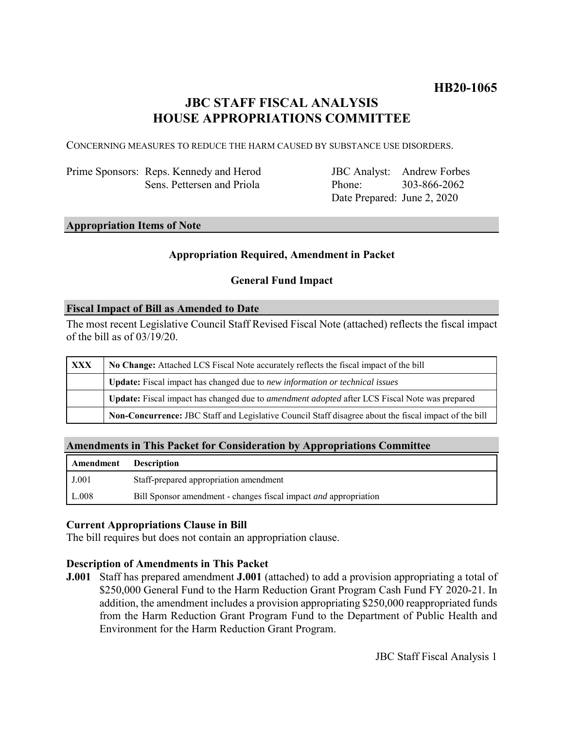**HB20-1065**

# JBC STAFF FISCAL ANALYSIS
# HOUSE APPROPRIATIONS COMMITTEE

CONCERNING MEASURES TO REDUCE THE HARM CAUSED BY SUBSTANCE USE DISORDERS.

| | | | |
|---|---|---|---|
| Prime Sponsors: | Reps. Kennedy and Herod<br>Sens. Pettersen and Priola | JBC Analyst:<br>Phone:<br>Date Prepared: | Andrew Forbes<br>303-866-2062<br>June 2, 2020 |

## Appropriation Items of Note

**Appropriation Required, Amendment in Packet**

**General Fund Impact**

## Fiscal Impact of Bill as Amended to Date

The most recent Legislative Council Staff Revised Fiscal Note (attached) reflects the fiscal impact of the bill as of 03/19/20.

| | |
|---|---|
| **XXX** | **No Change:** Attached LCS Fiscal Note accurately reflects the fiscal impact of the bill |
| | **Update:** Fiscal impact has changed due to *new information or technical issues* |
| | **Update:** Fiscal impact has changed due to *amendment adopted* after LCS Fiscal Note was prepared |
| | **Non-Concurrence:** JBC Staff and Legislative Council Staff disagree about the fiscal impact of the bill |

## Amendments in This Packet for Consideration by Appropriations Committee

| Amendment | Description |
|---|---|
| J.001 | Staff-prepared appropriation amendment |
| L.008 | Bill Sponsor amendment - changes fiscal impact *and* appropriation |

### Current Appropriations Clause in Bill

The bill requires but does not contain an appropriation clause.

### Description of Amendments in This Packet

**J.001** Staff has prepared amendment **J.001** (attached) to add a provision appropriating a total of $250,000 General Fund to the Harm Reduction Grant Program Cash Fund FY 2020-21. In addition, the amendment includes a provision appropriating $250,000 reappropriated funds from the Harm Reduction Grant Program Fund to the Department of Public Health and Environment for the Harm Reduction Grant Program.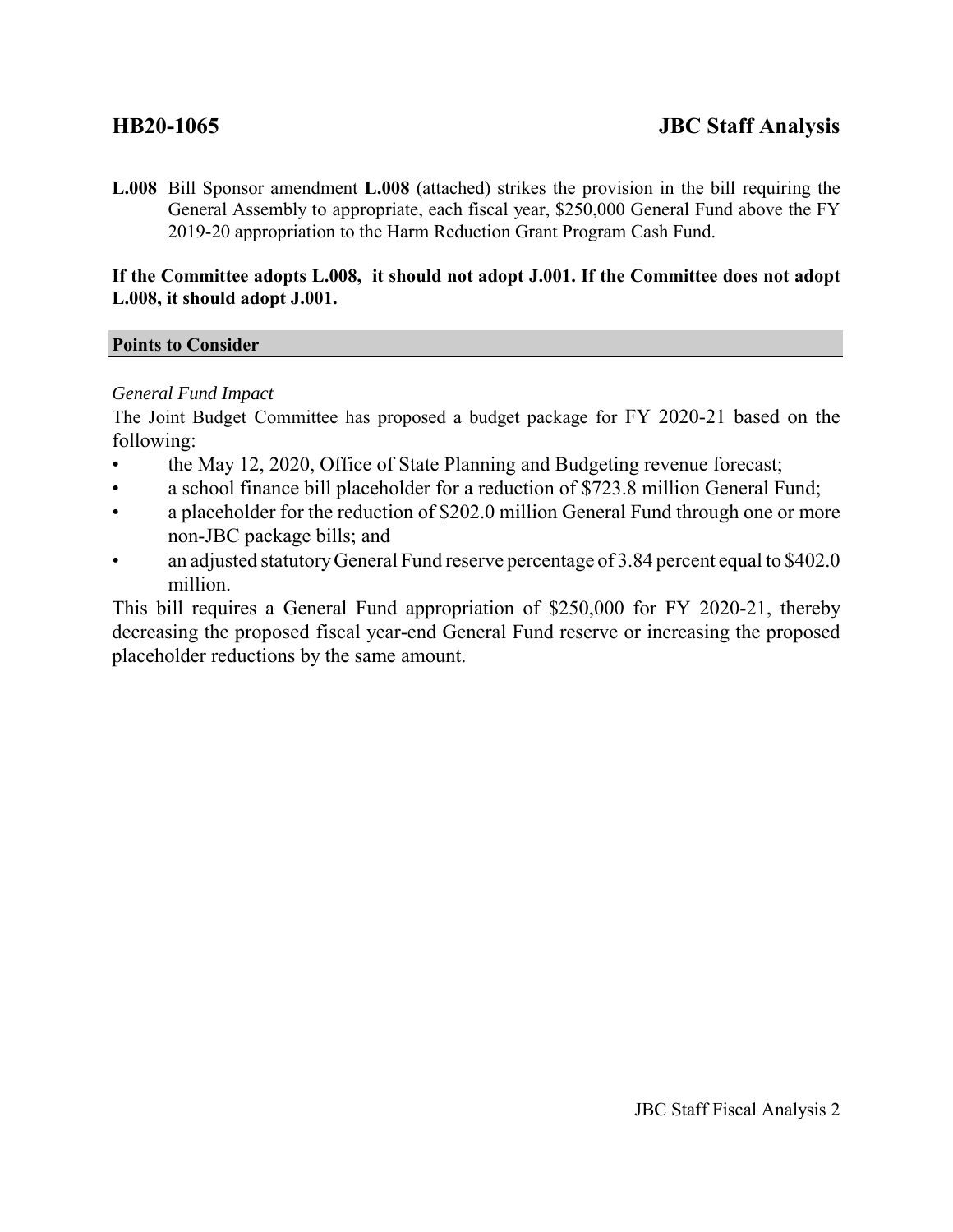**HB20-1065** **JBC Staff Analysis**

**L.008** Bill Sponsor amendment **L.008** (attached) strikes the provision in the bill requiring the General Assembly to appropriate, each fiscal year, $250,000 General Fund above the FY 2019-20 appropriation to the Harm Reduction Grant Program Cash Fund.

**If the Committee adopts L.008, it should not adopt J.001. If the Committee does not adopt L.008, it should adopt J.001.**

## Points to Consider

*General Fund Impact*

The Joint Budget Committee has proposed a budget package for FY 2020-21 based on the following:

- the May 12, 2020, Office of State Planning and Budgeting revenue forecast;
- a school finance bill placeholder for a reduction of $723.8 million General Fund;
- a placeholder for the reduction of $202.0 million General Fund through one or more non-JBC package bills; and
- an adjusted statutory General Fund reserve percentage of 3.84 percent equal to $402.0 million.

This bill requires a General Fund appropriation of $250,000 for FY 2020-21, thereby decreasing the proposed fiscal year-end General Fund reserve or increasing the proposed placeholder reductions by the same amount.